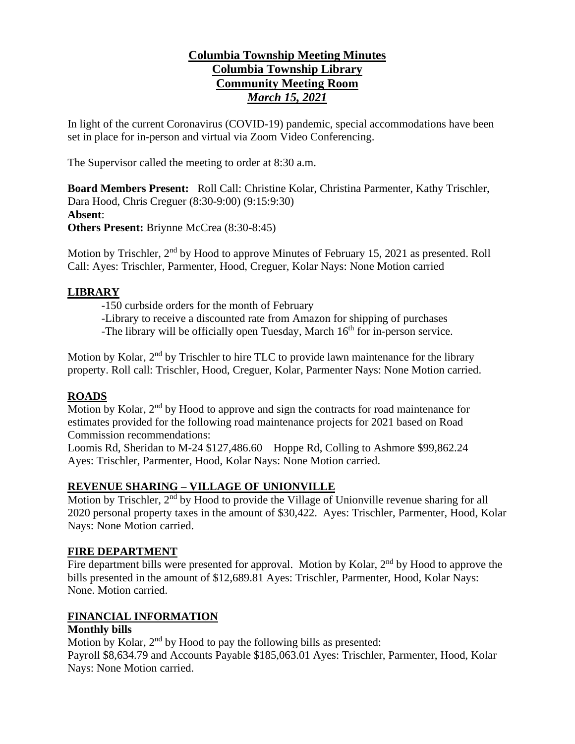**Columbia Township Meeting Minutes**
**Columbia Township Library**
**Community Meeting Room**
***March 15, 2021***

In light of the current Coronavirus (COVID-19) pandemic, special accommodations have been set in place for in-person and virtual via Zoom Video Conferencing.

The Supervisor called the meeting to order at 8:30 a.m.

**Board Members Present:** Roll Call: Christine Kolar, Christina Parmenter, Kathy Trischler, Dara Hood, Chris Creguer (8:30-9:00) (9:15:9:30)
**Absent**:
**Others Present:** Briyinne McCrea (8:30-8:45)

Motion by Trischler, 2nd by Hood to approve Minutes of February 15, 2021 as presented. Roll Call: Ayes: Trischler, Parmenter, Hood, Creguer, Kolar Nays: None Motion carried

## LIBRARY

-150 curbside orders for the month of February
-Library to receive a discounted rate from Amazon for shipping of purchases
-The library will be officially open Tuesday, March 16th for in-person service.

Motion by Kolar, 2nd by Trischler to hire TLC to provide lawn maintenance for the library property. Roll call: Trischler, Hood, Creguer, Kolar, Parmenter Nays: None Motion carried.

## ROADS

Motion by Kolar, 2nd by Hood to approve and sign the contracts for road maintenance for estimates provided for the following road maintenance projects for 2021 based on Road Commission recommendations:
Loomis Rd, Sheridan to M-24 $127,486.60 Hoppe Rd, Colling to Ashmore $99,862.24
Ayes: Trischler, Parmenter, Hood, Kolar Nays: None Motion carried.

## REVENUE SHARING – VILLAGE OF UNIONVILLE

Motion by Trischler, 2nd by Hood to provide the Village of Unionville revenue sharing for all 2020 personal property taxes in the amount of $30,422. Ayes: Trischler, Parmenter, Hood, Kolar Nays: None Motion carried.

## FIRE DEPARTMENT

Fire department bills were presented for approval. Motion by Kolar, 2nd by Hood to approve the bills presented in the amount of $12,689.81 Ayes: Trischler, Parmenter, Hood, Kolar Nays: None. Motion carried.

## FINANCIAL INFORMATION

**Monthly bills**
Motion by Kolar, 2nd by Hood to pay the following bills as presented:
Payroll $8,634.79 and Accounts Payable $185,063.01 Ayes: Trischler, Parmenter, Hood, Kolar Nays: None Motion carried.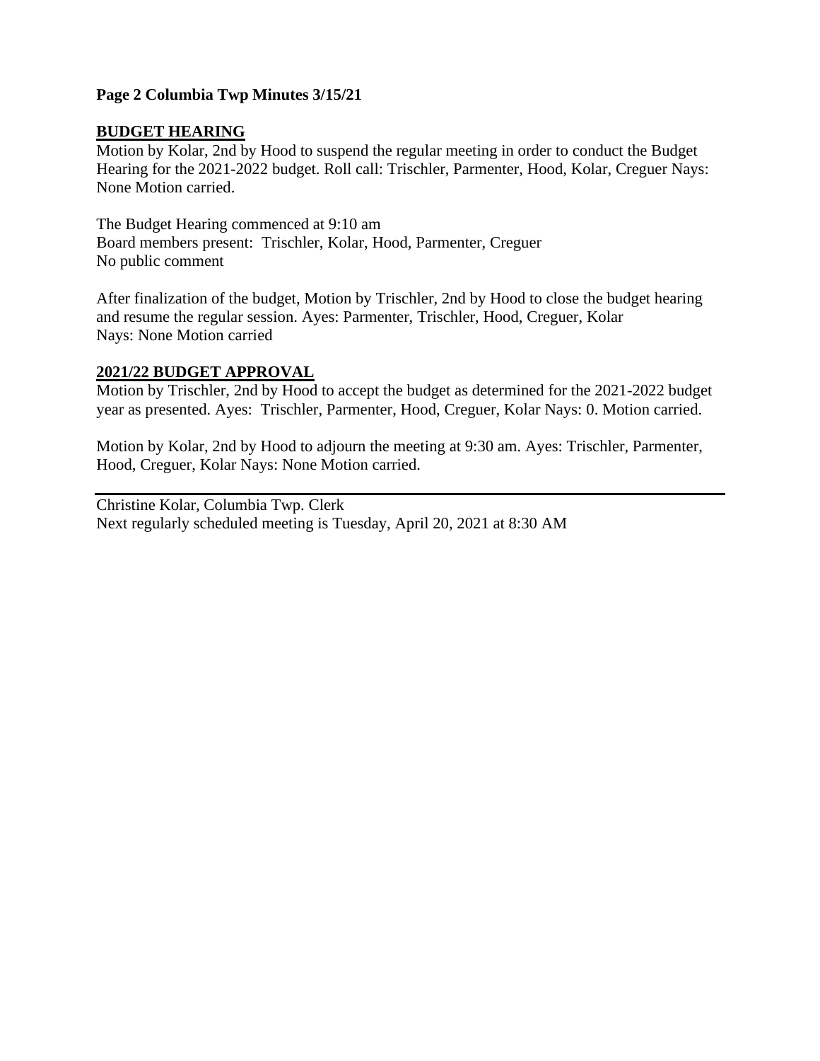**Page 2 Columbia Twp Minutes 3/15/21**

**BUDGET HEARING**

Motion by Kolar, 2nd by Hood to suspend the regular meeting in order to conduct the Budget Hearing for the 2021-2022 budget. Roll call: Trischler, Parmenter, Hood, Kolar, Creguer Nays: None Motion carried.

The Budget Hearing commenced at 9:10 am
Board members present: Trischler, Kolar, Hood, Parmenter, Creguer
No public comment

After finalization of the budget, Motion by Trischler, 2nd by Hood to close the budget hearing and resume the regular session. Ayes: Parmenter, Trischler, Hood, Creguer, Kolar
Nays: None Motion carried

**2021/22 BUDGET APPROVAL**

Motion by Trischler, 2nd by Hood to accept the budget as determined for the 2021-2022 budget year as presented. Ayes: Trischler, Parmenter, Hood, Creguer, Kolar Nays: 0. Motion carried.

Motion by Kolar, 2nd by Hood to adjourn the meeting at 9:30 am. Ayes: Trischler, Parmenter, Hood, Creguer, Kolar Nays: None Motion carried.

---

Christine Kolar, Columbia Twp. Clerk
Next regularly scheduled meeting is Tuesday, April 20, 2021 at 8:30 AM